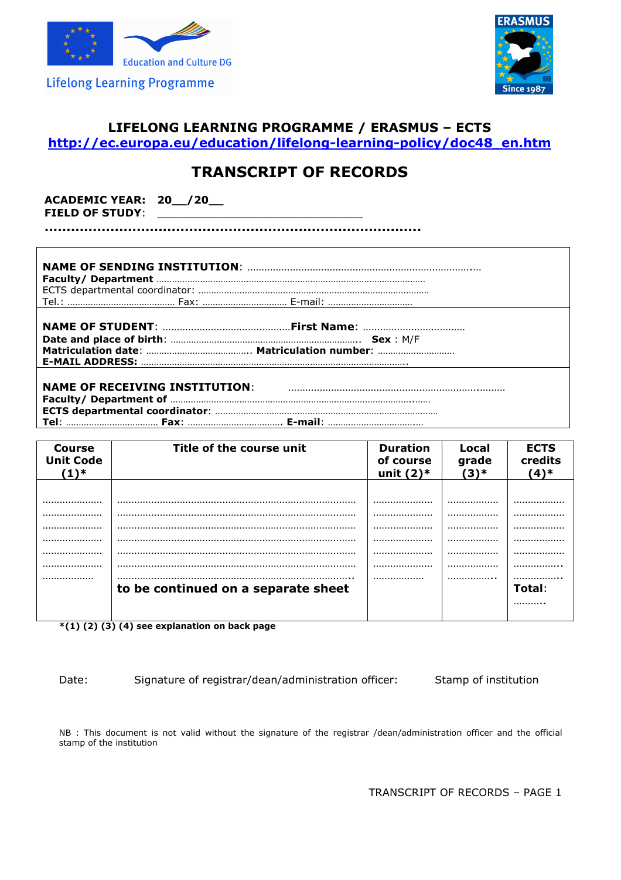Education and Culture DG

Lifelong Learning Programme

ERASMUS

Since 1987

## LIFELONG LEARNING PROGRAMME / ERASMUS – ECTS
**http://ec.europa.eu/education/lifelong-learning-policy/doc48_en.htm**

# TRANSCRIPT OF RECORDS

**ACADEMIC YEAR: 20__/20__**
**FIELD OF STUDY**: ________________________________
**..................................................................................**

**NAME OF SENDING INSTITUTION**: ..........................................................................
**Faculty/ Department** ..............................................................................................
ECTS departmental coordinator: ....................................................................................
Tel.: .......................................... Fax: ................................ E-mail: ................................

**NAME OF STUDENT**: ............................................**First Name**: ...................................
**Date and place of birth**: ......................................................................... **Sex** : M/F
**Matriculation date**: ........................................ **Matriculation number**: ..............................
**E-MAIL ADDRESS:** ..............................................................................................

**NAME OF RECEIVING INSTITUTION**: ............................................................................
**Faculty/ Department of** ..........................................................................................
**ECTS departmental coordinator**: ...............................................................................
**Tel**: .................................. **Fax**: .................................... **E-mail**: ....................................

| Course Unit Code (1)* | Title of the course unit | Duration of course unit (2)* | Local grade (3)* | ECTS credits (4)* |
|---|---|---|---|---|
| .................... | ................................................................................ | .................... | .................. | .................. |
| .................... | ................................................................................ | .................... | .................. | .................. |
| .................... | ................................................................................ | .................... | .................. | .................. |
| .................... | ................................................................................ | .................... | .................. | .................. |
| .................... | ................................................................................ | .................... | .................. | .................. |
| .................... | ................................................................................ | .................... | .................. | .................. |
| .................. | ................................................................................ | .................. | .................. | .................. |
| | **to be continued on a separate sheet** | | | **Total**: .......... |

***(1) (2) (3) (4) see explanation on back page**

Date: Signature of registrar/dean/administration officer: Stamp of institution

NB : This document is not valid without the signature of the registrar /dean/administration officer and the official stamp of the institution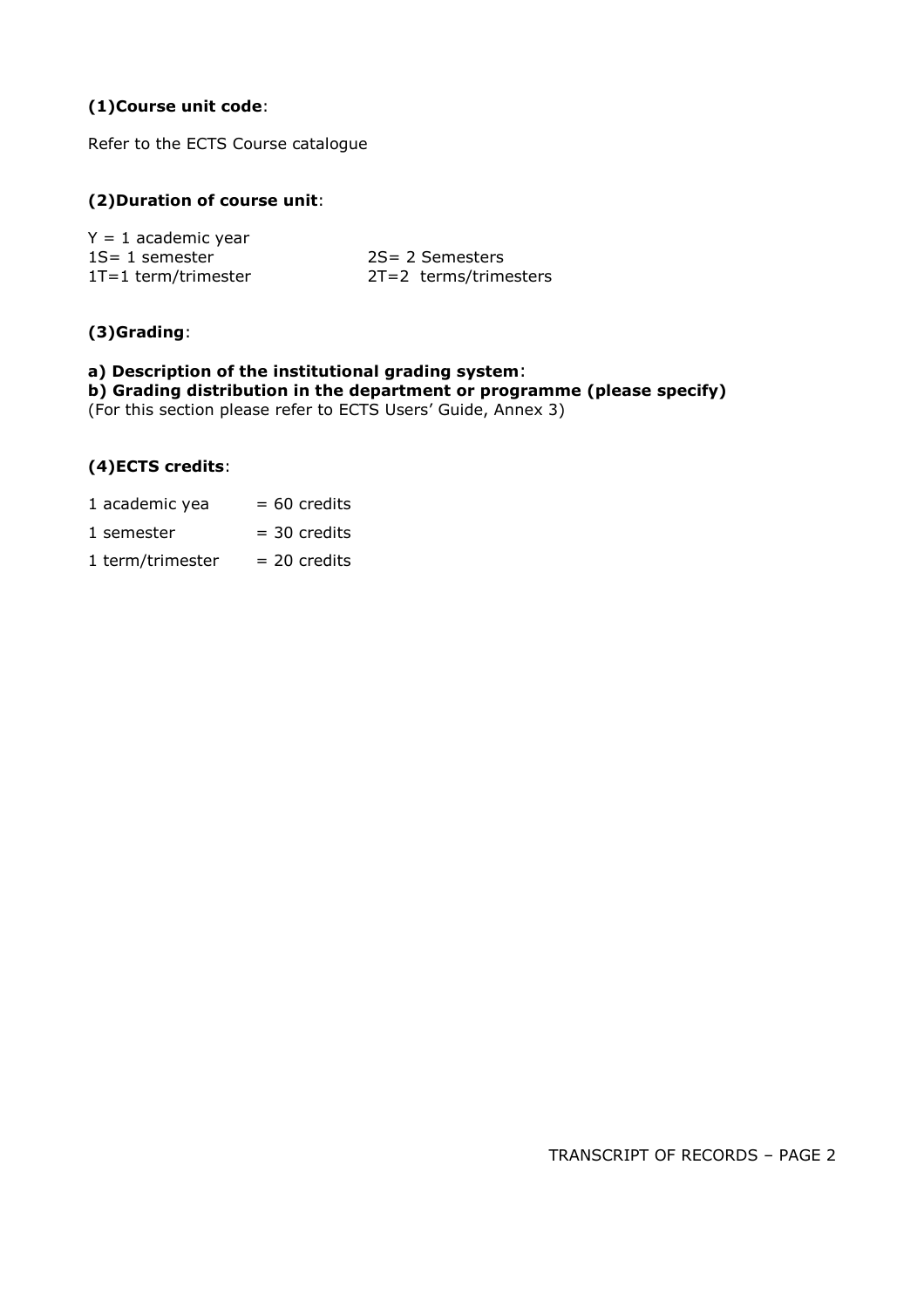**(1)Course unit code**:

Refer to the ECTS Course catalogue

**(2)Duration of course unit**:

Y = 1 academic year
1S= 1 semester    2S= 2 Semesters
1T=1 term/trimester    2T=2 terms/trimesters

**(3)Grading**:

**a) Description of the institutional grading system**:
**b) Grading distribution in the department or programme (please specify)**
(For this section please refer to ECTS Users' Guide, Annex 3)

**(4)ECTS credits**:

| | |
|---|---|
| 1 academic yea | = 60 credits |
| 1 semester | = 30 credits |
| 1 term/trimester | = 20 credits |

TRANSCRIPT OF RECORDS – PAGE 2